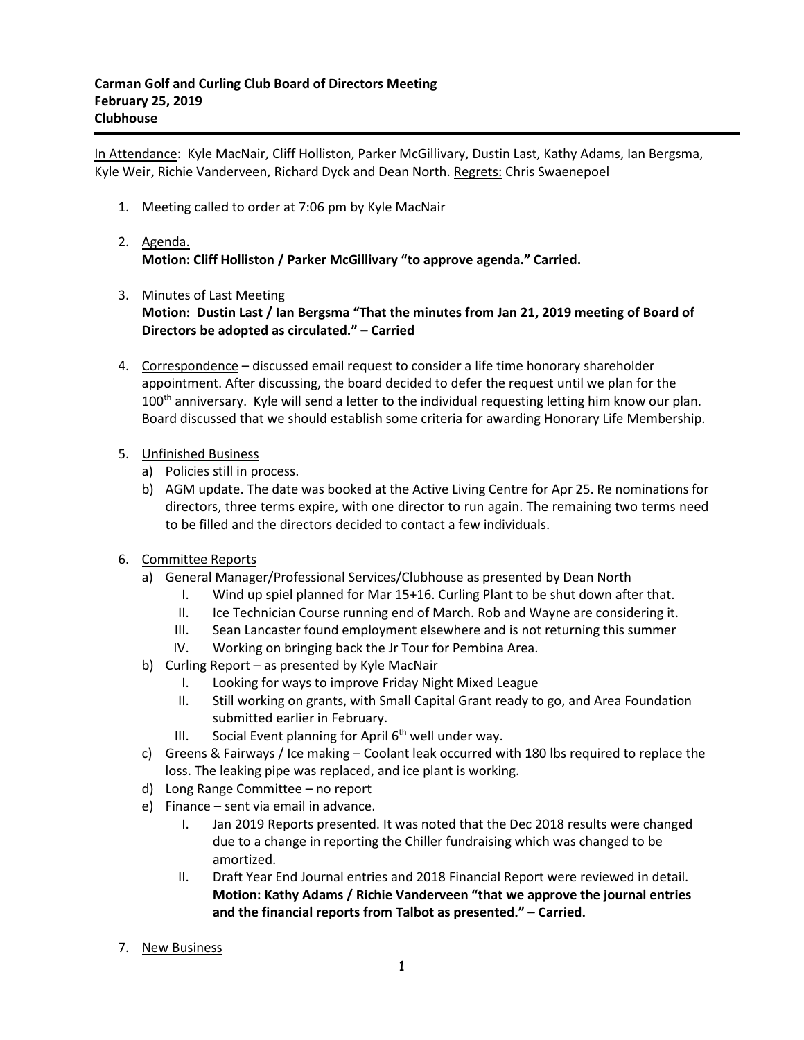**Carman Golf and Curling Club Board of Directors Meeting**
**February 25, 2019**
**Clubhouse**

In Attendance: Kyle MacNair, Cliff Holliston, Parker McGillivary, Dustin Last, Kathy Adams, Ian Bergsma, Kyle Weir, Richie Vanderveen, Richard Dyck and Dean North. Regrets: Chris Swaenepoel

1. Meeting called to order at 7:06 pm by Kyle MacNair

2. Agenda.
   **Motion: Cliff Holliston / Parker McGillivary "to approve agenda." Carried.**

3. Minutes of Last Meeting
   **Motion: Dustin Last / Ian Bergsma "That the minutes from Jan 21, 2019 meeting of Board of Directors be adopted as circulated." – Carried**

4. Correspondence – discussed email request to consider a life time honorary shareholder appointment. After discussing, the board decided to defer the request until we plan for the 100th anniversary. Kyle will send a letter to the individual requesting letting him know our plan. Board discussed that we should establish some criteria for awarding Honorary Life Membership.

5. Unfinished Business
   a) Policies still in process.
   b) AGM update. The date was booked at the Active Living Centre for Apr 25. Re nominations for directors, three terms expire, with one director to run again. The remaining two terms need to be filled and the directors decided to contact a few individuals.

6. Committee Reports
   a) General Manager/Professional Services/Clubhouse as presented by Dean North
      I. Wind up spiel planned for Mar 15+16. Curling Plant to be shut down after that.
      II. Ice Technician Course running end of March. Rob and Wayne are considering it.
      III. Sean Lancaster found employment elsewhere and is not returning this summer
      IV. Working on bringing back the Jr Tour for Pembina Area.
   b) Curling Report – as presented by Kyle MacNair
      I. Looking for ways to improve Friday Night Mixed League
      II. Still working on grants, with Small Capital Grant ready to go, and Area Foundation submitted earlier in February.
      III. Social Event planning for April 6th well under way.
   c) Greens & Fairways / Ice making – Coolant leak occurred with 180 lbs required to replace the loss. The leaking pipe was replaced, and ice plant is working.
   d) Long Range Committee – no report
   e) Finance – sent via email in advance.
      I. Jan 2019 Reports presented. It was noted that the Dec 2018 results were changed due to a change in reporting the Chiller fundraising which was changed to be amortized.
      II. Draft Year End Journal entries and 2018 Financial Report were reviewed in detail. **Motion: Kathy Adams / Richie Vanderveen "that we approve the journal entries and the financial reports from Talbot as presented." – Carried.**

7. New Business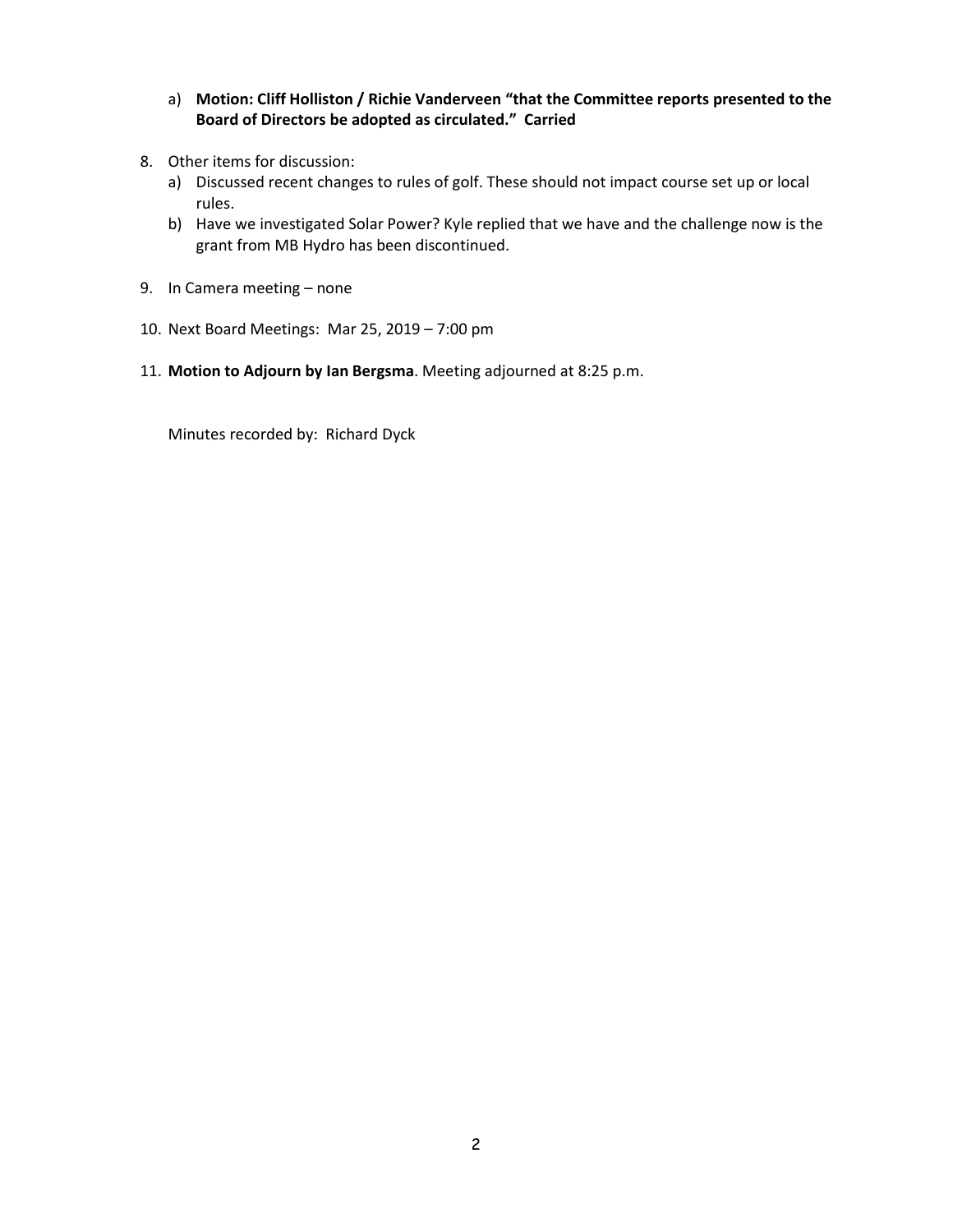a) **Motion: Cliff Holliston / Richie Vanderveen "that the Committee reports presented to the Board of Directors be adopted as circulated." Carried**

8. Other items for discussion:
   a) Discussed recent changes to rules of golf. These should not impact course set up or local rules.
   b) Have we investigated Solar Power? Kyle replied that we have and the challenge now is the grant from MB Hydro has been discontinued.

9. In Camera meeting – none

10. Next Board Meetings: Mar 25, 2019 – 7:00 pm

11. **Motion to Adjourn by Ian Bergsma**. Meeting adjourned at 8:25 p.m.

Minutes recorded by: Richard Dyck